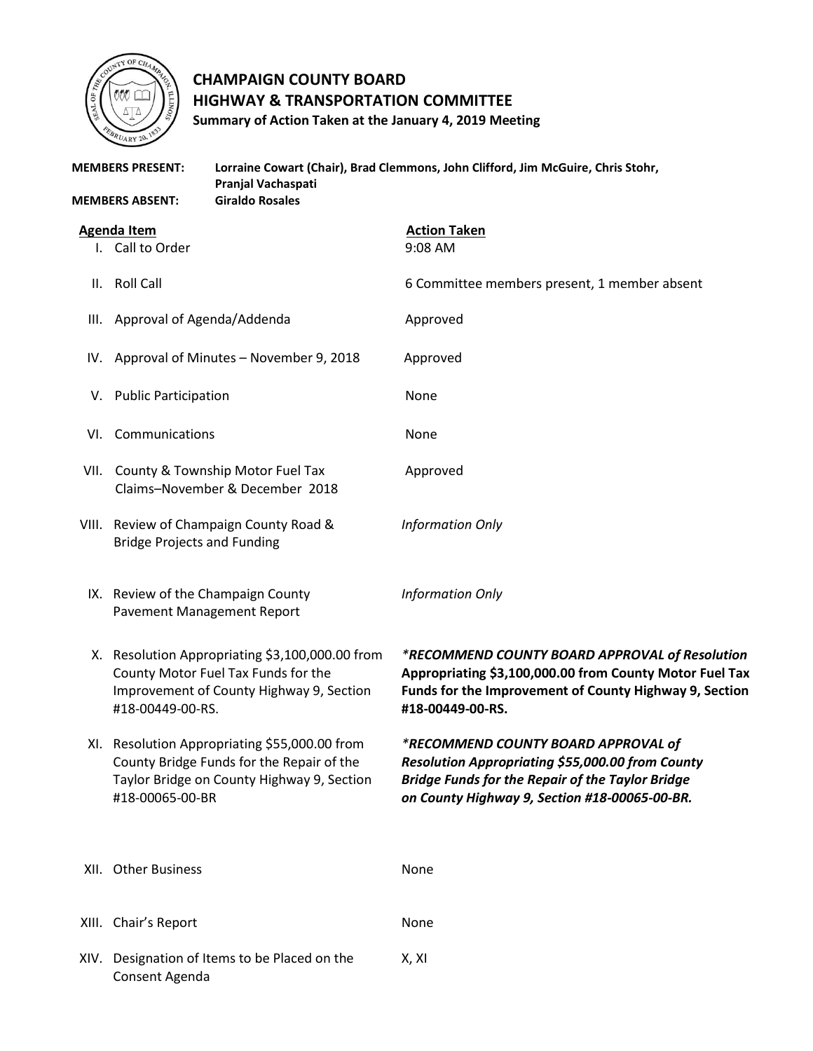# CHAMPAIGN COUNTY BOARD
## HIGHWAY & TRANSPORTATION COMMITTEE
**Summary of Action Taken at the January 4, 2019 Meeting**

**MEMBERS PRESENT:** **Lorraine Cowart (Chair), Brad Clemmons, John Clifford, Jim McGuire, Chris Stohr, Pranjal Vachaspati**

**MEMBERS ABSENT:** **Giraldo Rosales**

| Agenda Item | Action Taken |
|---|---|
| I. Call to Order | 9:08 AM |
| II. Roll Call | 6 Committee members present, 1 member absent |
| III. Approval of Agenda/Addenda | Approved |
| IV. Approval of Minutes – November 9, 2018 | Approved |
| V. Public Participation | None |
| VI. Communications | None |
| VII. County & Township Motor Fuel Tax Claims–November & December 2018 | Approved |
| VIII. Review of Champaign County Road & Bridge Projects and Funding | *Information Only* |
| IX. Review of the Champaign County Pavement Management Report | *Information Only* |
| X. Resolution Appropriating $3,100,000.00 from County Motor Fuel Tax Funds for the Improvement of County Highway 9, Section #18-00449-00-RS. | ***RECOMMEND COUNTY BOARD APPROVAL of Resolution* Appropriating $3,100,000.00 from County Motor Fuel Tax Funds for the Improvement of County Highway 9, Section #18-00449-00-RS.** |
| XI. Resolution Appropriating $55,000.00 from County Bridge Funds for the Repair of the Taylor Bridge on County Highway 9, Section #18-00065-00-BR | ***RECOMMEND COUNTY BOARD APPROVAL of Resolution Appropriating $55,000.00 from County Bridge Funds for the Repair of the Taylor Bridge on County Highway 9, Section #18-00065-00-BR.*** |
| XII. Other Business | None |
| XIII. Chair's Report | None |
| XIV. Designation of Items to be Placed on the Consent Agenda | X, XI |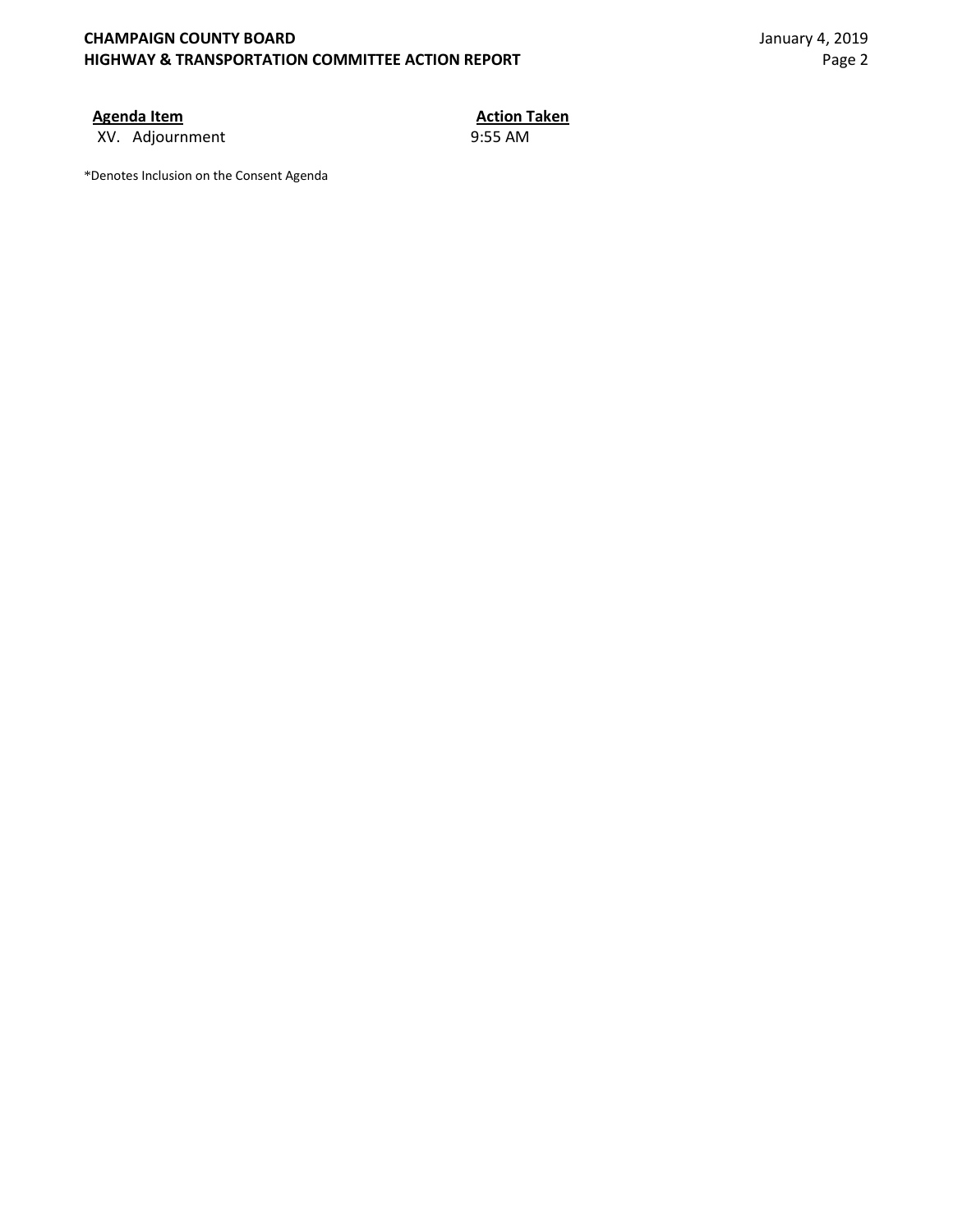| Agenda Item | Action Taken |
| --- | --- |
| XV. Adjournment | 9:55 AM |

*Denotes Inclusion on the Consent Agenda